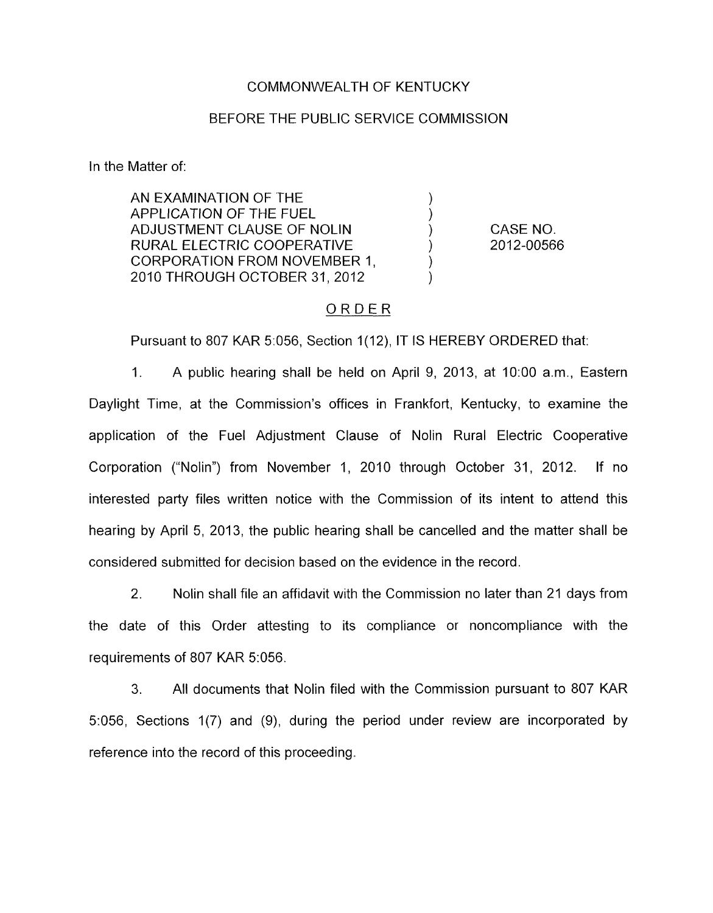COMMONWEALTH OF KENTUCKY

BEFORE THE PUBLIC SERVICE COMMISSION

In the Matter of:

| | | |
|---|---|---|
| AN EXAMINATION OF THE APPLICATION OF THE FUEL ADJUSTMENT CLAUSE OF NOLIN RURAL ELECTRIC COOPERATIVE CORPORATION FROM NOVEMBER 1, 2010 THROUGH OCTOBER 31, 2012 | ) | CASE NO. 2012-00566 |

## ORDER

Pursuant to 807 KAR 5:056, Section 1(12), IT IS HEREBY ORDERED that:

1. A public hearing shall be held on April 9, 2013, at 10:00 a.m., Eastern Daylight Time, at the Commission's offices in Frankfort, Kentucky, to examine the application of the Fuel Adjustment Clause of Nolin Rural Electric Cooperative Corporation ("Nolin") from November 1, 2010 through October 31, 2012. If no interested party files written notice with the Commission of its intent to attend this hearing by April 5, 2013, the public hearing shall be cancelled and the matter shall be considered submitted for decision based on the evidence in the record.

2. Nolin shall file an affidavit with the Commission no later than 21 days from the date of this Order attesting to its compliance or noncompliance with the requirements of 807 KAR 5:056.

3. All documents that Nolin filed with the Commission pursuant to 807 KAR 5:056, Sections 1(7) and (9), during the period under review are incorporated by reference into the record of this proceeding.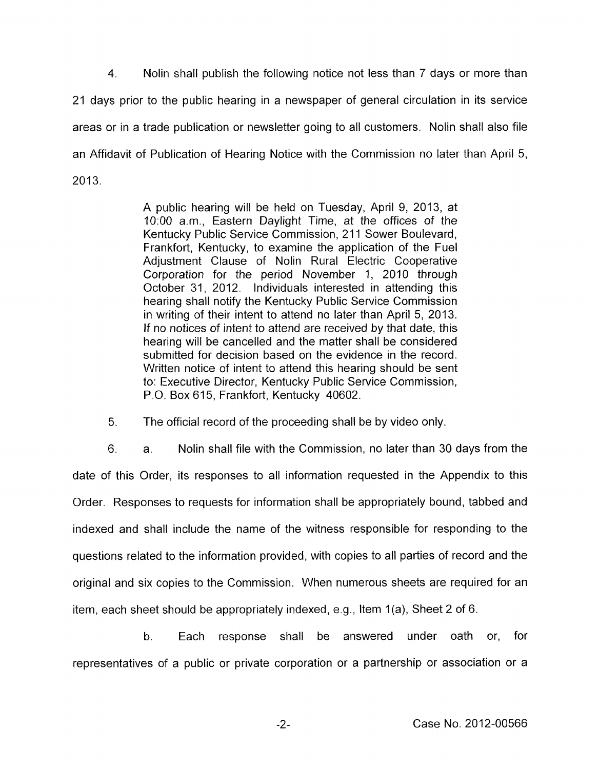4. Nolin shall publish the following notice not less than 7 days or more than 21 days prior to the public hearing in a newspaper of general circulation in its service areas or in a trade publication or newsletter going to all customers. Nolin shall also file an Affidavit of Publication of Hearing Notice with the Commission no later than April 5, 2013.

> A public hearing will be held on Tuesday, April 9, 2013, at 10:00 a.m., Eastern Daylight Time, at the offices of the Kentucky Public Service Commission, 211 Sower Boulevard, Frankfort, Kentucky, to examine the application of the Fuel Adjustment Clause of Nolin Rural Electric Cooperative Corporation for the period November 1, 2010 through October 31, 2012. Individuals interested in attending this hearing shall notify the Kentucky Public Service Commission in writing of their intent to attend no later than April 5, 2013. If no notices of intent to attend are received by that date, this hearing will be cancelled and the matter shall be considered submitted for decision based on the evidence in the record. Written notice of intent to attend this hearing should be sent to: Executive Director, Kentucky Public Service Commission, P.O. Box 615, Frankfort, Kentucky 40602.

5. The official record of the proceeding shall be by video only.

6. a. Nolin shall file with the Commission, no later than 30 days from the date of this Order, its responses to all information requested in the Appendix to this Order. Responses to requests for information shall be appropriately bound, tabbed and indexed and shall include the name of the witness responsible for responding to the questions related to the information provided, with copies to all parties of record and the original and six copies to the Commission. When numerous sheets are required for an item, each sheet should be appropriately indexed, e.g., Item 1(a), Sheet 2 of 6.

b. Each response shall be answered under oath or, for representatives of a public or private corporation or a partnership or association or a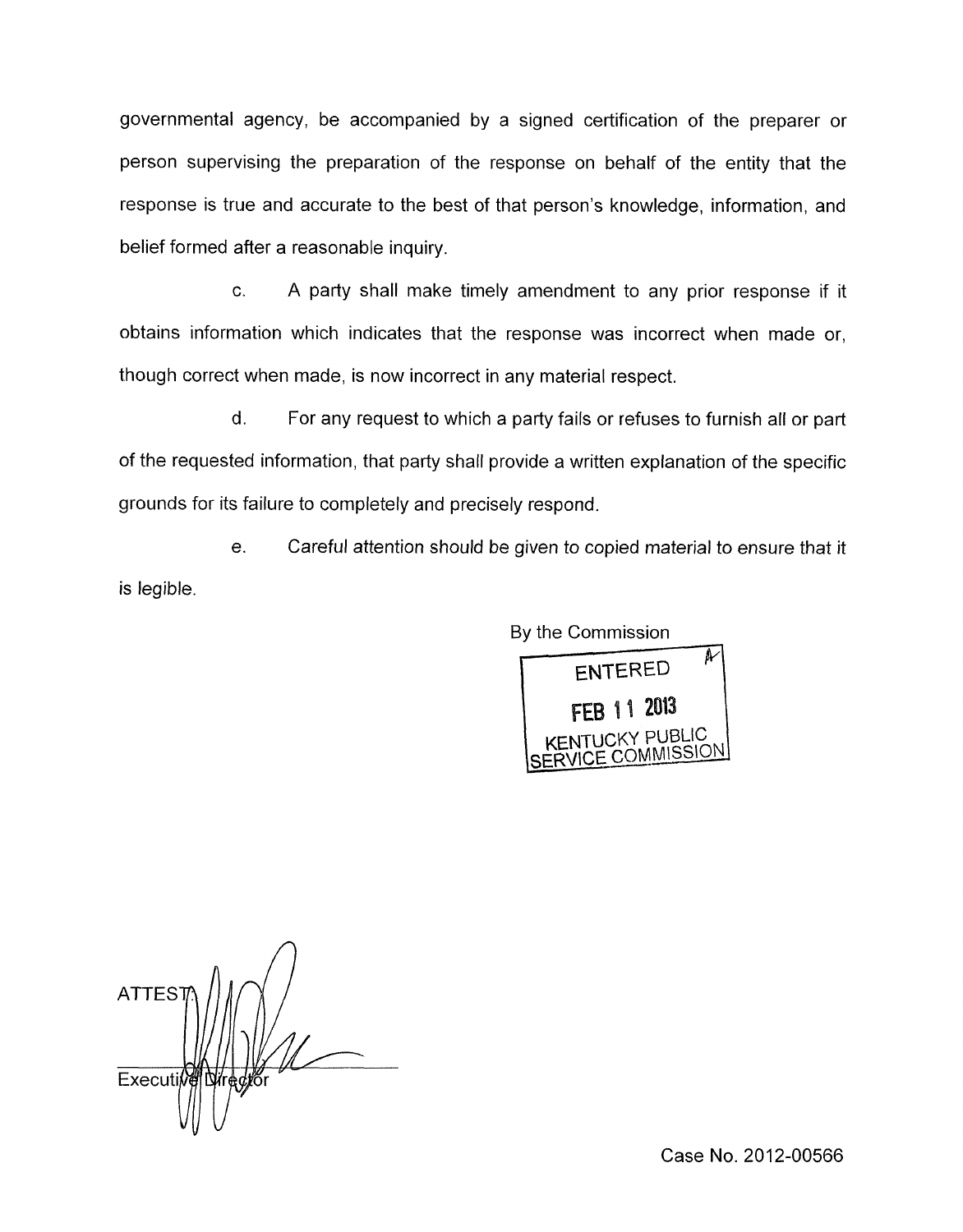governmental agency, be accompanied by a signed certification of the preparer or person supervising the preparation of the response on behalf of the entity that the response is true and accurate to the best of that person's knowledge, information, and belief formed after a reasonable inquiry.

c. A party shall make timely amendment to any prior response if it obtains information which indicates that the response was incorrect when made or, though correct when made, is now incorrect in any material respect.

d. For any request to which a party fails or refuses to furnish all or part of the requested information, that party shall provide a written explanation of the specific grounds for its failure to completely and precisely respond.

e. Careful attention should be given to copied material to ensure that it is legible.

By the Commission

ENTERED
FEB 11 2013
KENTUCKY PUBLIC SERVICE COMMISSION

ATTEST:

Executive Director

Case No. 2012-00566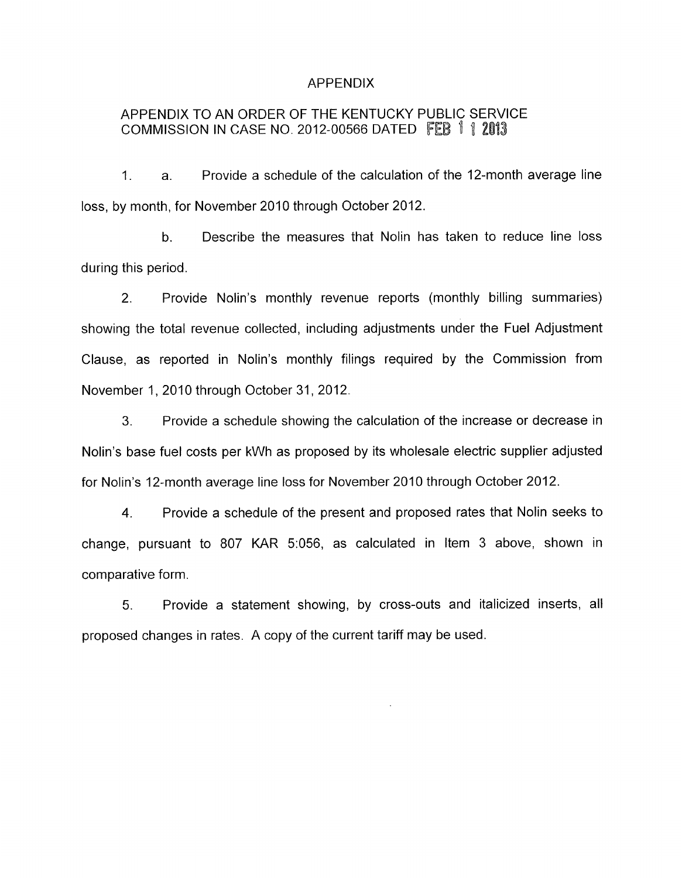# APPENDIX

## APPENDIX TO AN ORDER OF THE KENTUCKY PUBLIC SERVICE COMMISSION IN CASE NO. 2012-00566 DATED FEB 11 2013

1. a. Provide a schedule of the calculation of the 12-month average line loss, by month, for November 2010 through October 2012.

   b. Describe the measures that Nolin has taken to reduce line loss during this period.

2. Provide Nolin's monthly revenue reports (monthly billing summaries) showing the total revenue collected, including adjustments under the Fuel Adjustment Clause, as reported in Nolin's monthly filings required by the Commission from November 1, 2010 through October 31, 2012.

3. Provide a schedule showing the calculation of the increase or decrease in Nolin's base fuel costs per kWh as proposed by its wholesale electric supplier adjusted for Nolin's 12-month average line loss for November 2010 through October 2012.

4. Provide a schedule of the present and proposed rates that Nolin seeks to change, pursuant to 807 KAR 5:056, as calculated in Item 3 above, shown in comparative form.

5. Provide a statement showing, by cross-outs and italicized inserts, all proposed changes in rates. A copy of the current tariff may be used.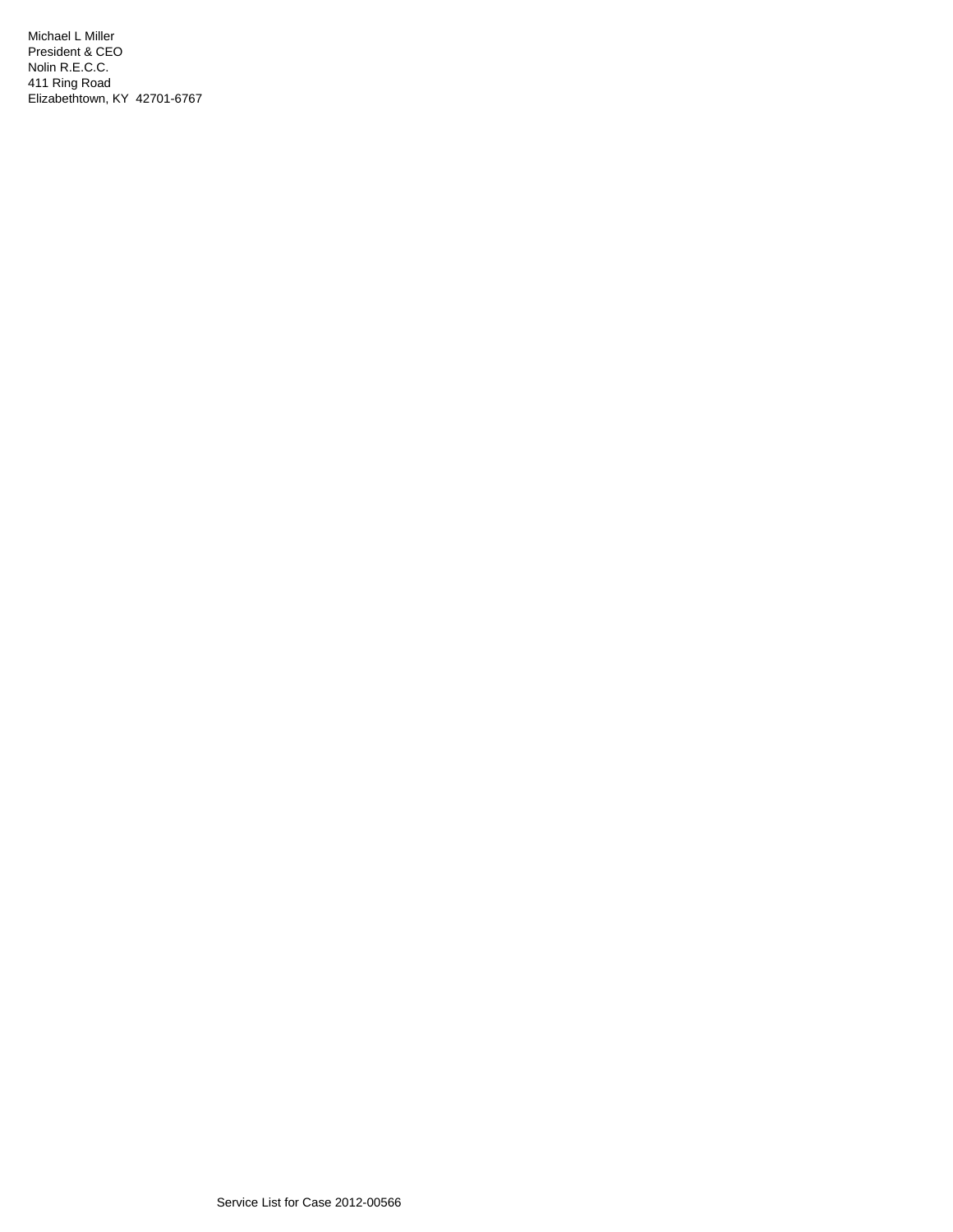Michael L Miller
President & CEO
Nolin R.E.C.C.
411 Ring Road
Elizabethtown, KY  42701-6767